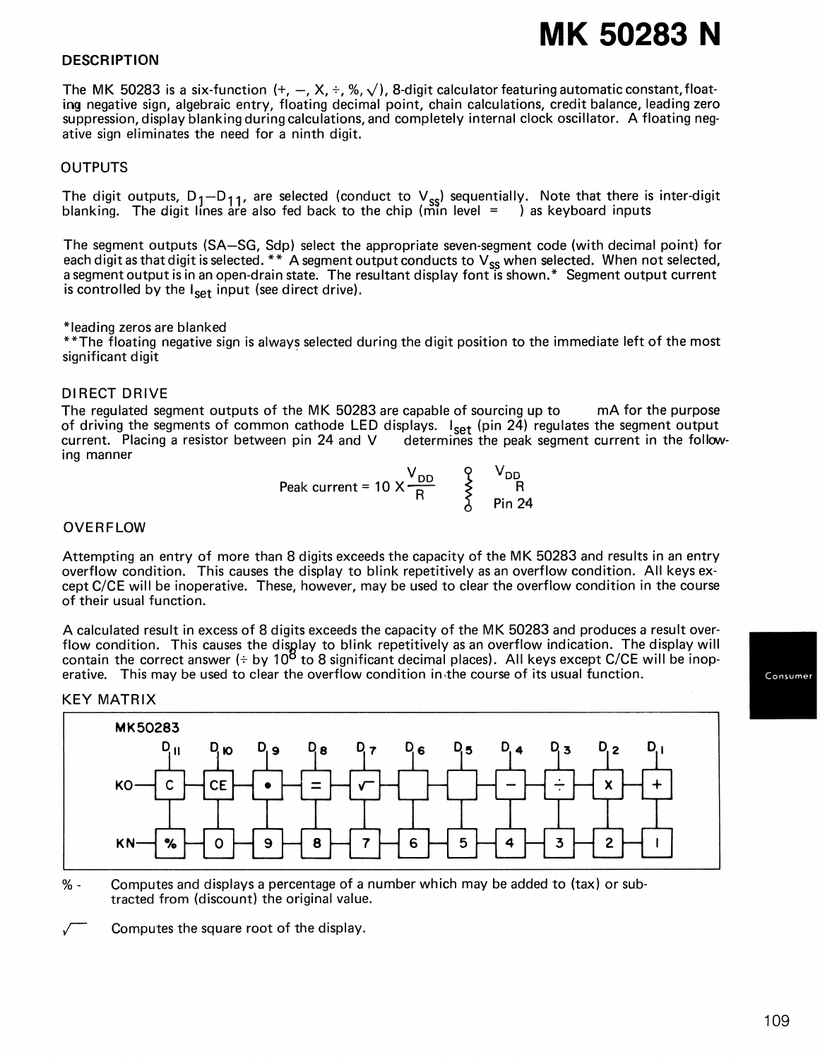# MK 50283 N

## DESCRIPTION

The MK 50283 is a six-function (+, −, X, ÷, %, √), 8-digit calculator featuring automatic constant, floating negative sign, algebraic entry, floating decimal point, chain calculations, credit balance, leading zero suppression, display blanking during calculations, and completely internal clock oscillator. A floating negative sign eliminates the need for a ninth digit.

## OUTPUTS

The digit outputs, $D_1$—$D_{11}$, are selected (conduct to $V_{SS}$) sequentially. Note that there is inter-digit blanking. The digit lines are also fed back to the chip (min level = ) as keyboard inputs

The segment outputs (SA—SG, Sdp) select the appropriate seven-segment code (with decimal point) for each digit as that digit is selected. ** A segment output conducts to $V_{SS}$ when selected. When not selected, a segment output is in an open-drain state. The resultant display font is shown.* Segment output current is controlled by the $I_{set}$ input (see direct drive).

*leading zeros are blanked
**The floating negative sign is always selected during the digit position to the immediate left of the most significant digit

## DIRECT DRIVE

The regulated segment outputs of the MK 50283 are capable of sourcing up to mA for the purpose of driving the segments of common cathode LED displays. $I_{set}$ (pin 24) regulates the segment output current. Placing a resistor between pin 24 and V determines the peak segment current in the following manner

$$\text{Peak current} = 10 \times \frac{V_{DD}}{R}$$

$V_{DD}$
R
Pin 24

## OVERFLOW

Attempting an entry of more than 8 digits exceeds the capacity of the MK 50283 and results in an entry overflow condition. This causes the display to blink repetitively as an overflow condition. All keys except C/CE will be inoperative. These, however, may be used to clear the overflow condition in the course of their usual function.

A calculated result in excess of 8 digits exceeds the capacity of the MK 50283 and produces a result overflow condition. This causes the display to blink repetitively as an overflow indication. The display will contain the correct answer (÷ by $10^8$ to 8 significant decimal places). All keys except C/CE will be inoperative. This may be used to clear the overflow condition in the course of its usual function.

## KEY MATRIX

MK50283

| | $D_{11}$ | $D_{10}$ | $D_9$ | $D_8$ | $D_7$ | $D_6$ | $D_5$ | $D_4$ | $D_3$ | $D_2$ | $D_1$ |
|---|---|---|---|---|---|---|---|---|---|---|---|
| KO | C | CE | • | = | √ | | | − | ÷ | X | + |
| KN | % | 0 | 9 | 8 | 7 | 6 | 5 | 4 | 3 | 2 | 1 |

% - Computes and displays a percentage of a number which may be added to (tax) or subtracted from (discount) the original value.

√ Computes the square root of the display.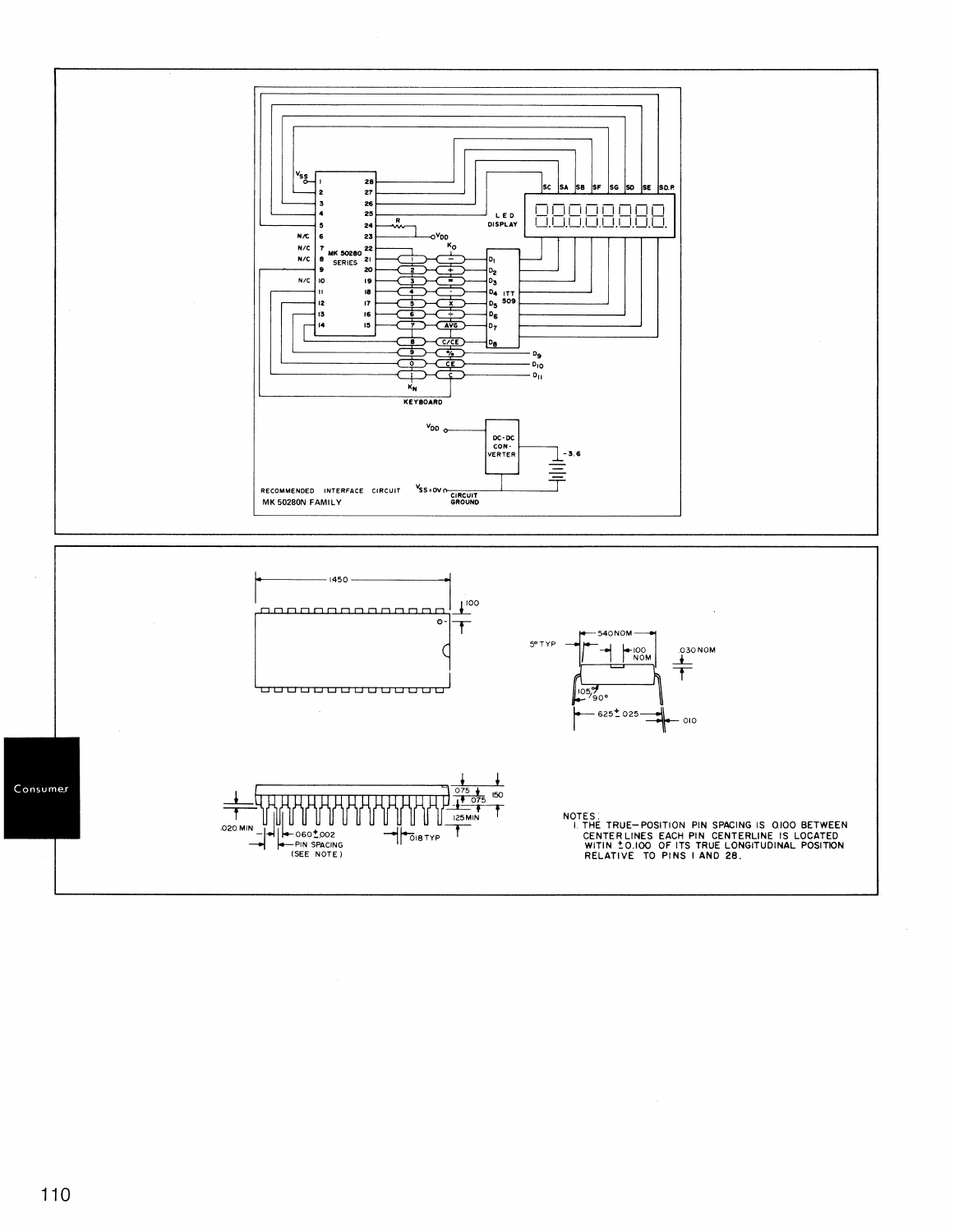RECOMMENDED INTERFACE CIRCUIT
MK 50280N FAMILY

NOTES:
1. THE TRUE-POSITION PIN SPACING IS 0.100 BETWEEN CENTERLINES EACH PIN CENTERLINE IS LOCATED WITIN ±0.100 OF ITS TRUE LONGITUDINAL POSITION RELATIVE TO PINS 1 AND 28.